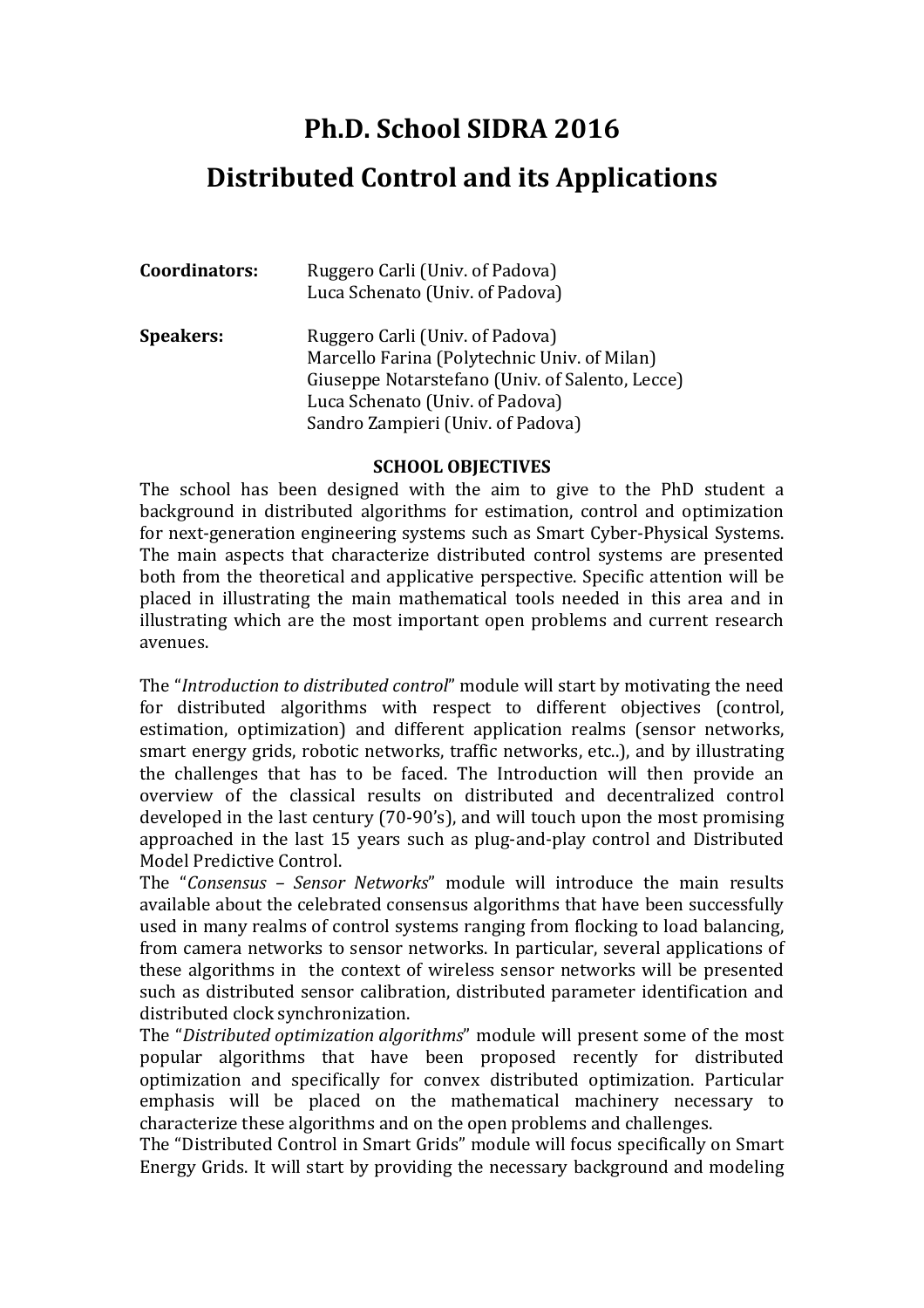# Ph.D. School SIDRA 2016

# Distributed Control and its Applications

**Coordinators:** Ruggero Carli (Univ. of Padova)
Luca Schenato (Univ. of Padova)

**Speakers:** Ruggero Carli (Univ. of Padova)
Marcello Farina (Polytechnic Univ. of Milan)
Giuseppe Notarstefano (Univ. of Salento, Lecce)
Luca Schenato (Univ. of Padova)
Sandro Zampieri (Univ. of Padova)

## SCHOOL OBJECTIVES

The school has been designed with the aim to give to the PhD student a background in distributed algorithms for estimation, control and optimization for next-generation engineering systems such as Smart Cyber-Physical Systems. The main aspects that characterize distributed control systems are presented both from the theoretical and applicative perspective. Specific attention will be placed in illustrating the main mathematical tools needed in this area and in illustrating which are the most important open problems and current research avenues.

The "*Introduction to distributed control*" module will start by motivating the need for distributed algorithms with respect to different objectives (control, estimation, optimization) and different application realms (sensor networks, smart energy grids, robotic networks, traffic networks, etc..), and by illustrating the challenges that has to be faced. The Introduction will then provide an overview of the classical results on distributed and decentralized control developed in the last century (70-90's), and will touch upon the most promising approached in the last 15 years such as plug-and-play control and Distributed Model Predictive Control.

The "*Consensus – Sensor Networks*" module will introduce the main results available about the celebrated consensus algorithms that have been successfully used in many realms of control systems ranging from flocking to load balancing, from camera networks to sensor networks. In particular, several applications of these algorithms in the context of wireless sensor networks will be presented such as distributed sensor calibration, distributed parameter identification and distributed clock synchronization.

The "*Distributed optimization algorithms*" module will present some of the most popular algorithms that have been proposed recently for distributed optimization and specifically for convex distributed optimization. Particular emphasis will be placed on the mathematical machinery necessary to characterize these algorithms and on the open problems and challenges.

The "Distributed Control in Smart Grids" module will focus specifically on Smart Energy Grids. It will start by providing the necessary background and modeling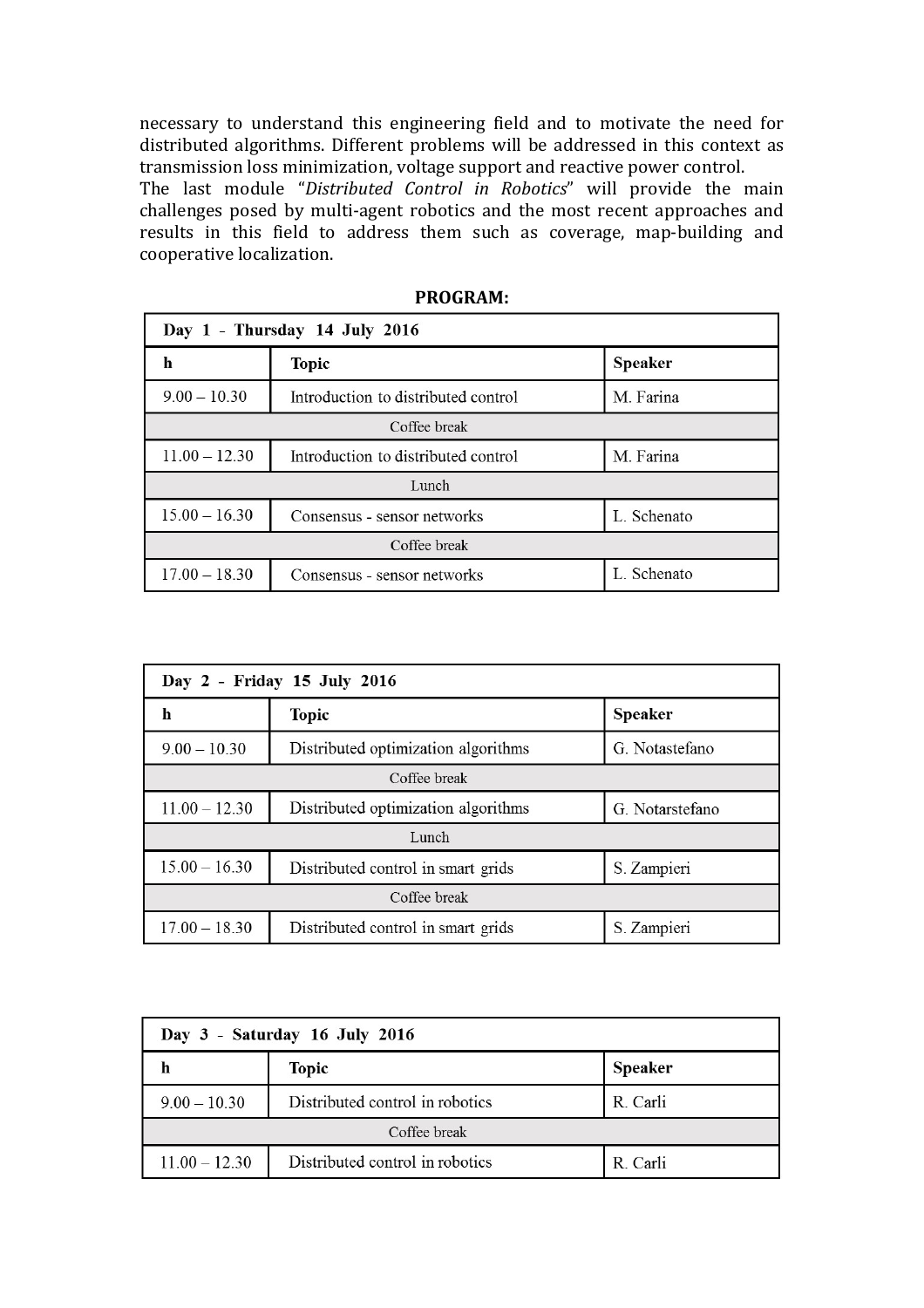necessary to understand this engineering field and to motivate the need for distributed algorithms. Different problems will be addressed in this context as transmission loss minimization, voltage support and reactive power control.
The last module "*Distributed Control in Robotics*" will provide the main challenges posed by multi-agent robotics and the most recent approaches and results in this field to address them such as coverage, map-building and cooperative localization.

**PROGRAM:**

| **Day 1 - Thursday 14 July 2016** | | |
|---|---|---|
| **h** | **Topic** | **Speaker** |
| 9.00 – 10.30 | Introduction to distributed control | M. Farina |
| Coffee break | | |
| 11.00 – 12.30 | Introduction to distributed control | M. Farina |
| Lunch | | |
| 15.00 – 16.30 | Consensus - sensor networks | L. Schenato |
| Coffee break | | |
| 17.00 – 18.30 | Consensus - sensor networks | L. Schenato |

| **Day 2 - Friday 15 July 2016** | | |
|---|---|---|
| **h** | **Topic** | **Speaker** |
| 9.00 – 10.30 | Distributed optimization algorithms | G. Notastefano |
| Coffee break | | |
| 11.00 – 12.30 | Distributed optimization algorithms | G. Notarstefano |
| Lunch | | |
| 15.00 – 16.30 | Distributed control in smart grids | S. Zampieri |
| Coffee break | | |
| 17.00 – 18.30 | Distributed control in smart grids | S. Zampieri |

| **Day 3 - Saturday 16 July 2016** | | |
|---|---|---|
| **h** | **Topic** | **Speaker** |
| 9.00 – 10.30 | Distributed control in robotics | R. Carli |
| Coffee break | | |
| 11.00 – 12.30 | Distributed control in robotics | R. Carli |